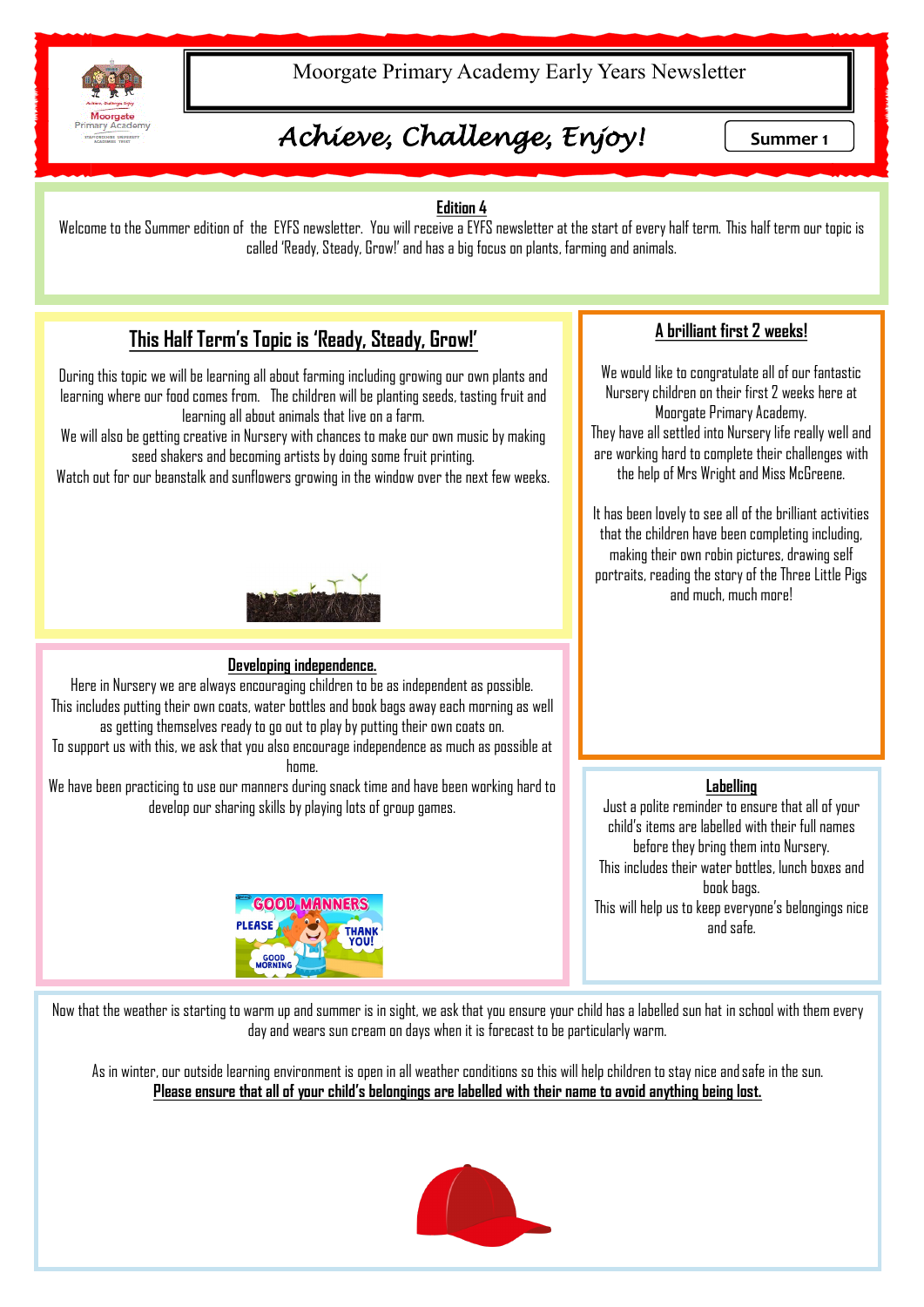# Moorgate Primary Academy Early Years Newsletter

## *Achieve, Challenge, Enjoy!*

**Summer 1**

**Edition 4**

Welcome to the Summer edition of the EYFS newsletter. You will receive a EYFS newsletter at the start of every half term. This half term our topic is called 'Ready, Steady, Grow!' and has a big focus on plants, farming and animals.

## This Half Term's Topic is 'Ready, Steady, Grow!'

During this topic we will be learning all about farming including growing our own plants and learning where our food comes from. The children will be planting seeds, tasting fruit and learning all about animals that live on a farm.

We will also be getting creative in Nursery with chances to make our own music by making seed shakers and becoming artists by doing some fruit printing.

Watch out for our beanstalk and sunflowers growing in the window over the next few weeks.

## A brilliant first 2 weeks!

We would like to congratulate all of our fantastic Nursery children on their first 2 weeks here at Moorgate Primary Academy.

They have all settled into Nursery life really well and are working hard to complete their challenges with the help of Mrs Wright and Miss McGreene.

It has been lovely to see all of the brilliant activities that the children have been completing including, making their own robin pictures, drawing self portraits, reading the story of the Three Little Pigs and much, much more!

## Developing independence.

Here in Nursery we are always encouraging children to be as independent as possible.

This includes putting their own coats, water bottles and book bags away each morning as well as getting themselves ready to go out to play by putting their own coats on.

To support us with this, we ask that you also encourage independence as much as possible at home.

We have been practicing to use our manners during snack time and have been working hard to develop our sharing skills by playing lots of group games.

## Labelling

Just a polite reminder to ensure that all of your child's items are labelled with their full names before they bring them into Nursery.

This includes their water bottles, lunch boxes and book bags.

This will help us to keep everyone's belongings nice and safe.

Now that the weather is starting to warm up and summer is in sight, we ask that you ensure your child has a labelled sun hat in school with them every day and wears sun cream on days when it is forecast to be particularly warm.

As in winter, our outside learning environment is open in all weather conditions so this will help children to stay nice and safe in the sun.

**Please ensure that all of your child's belongings are labelled with their name to avoid anything being lost.**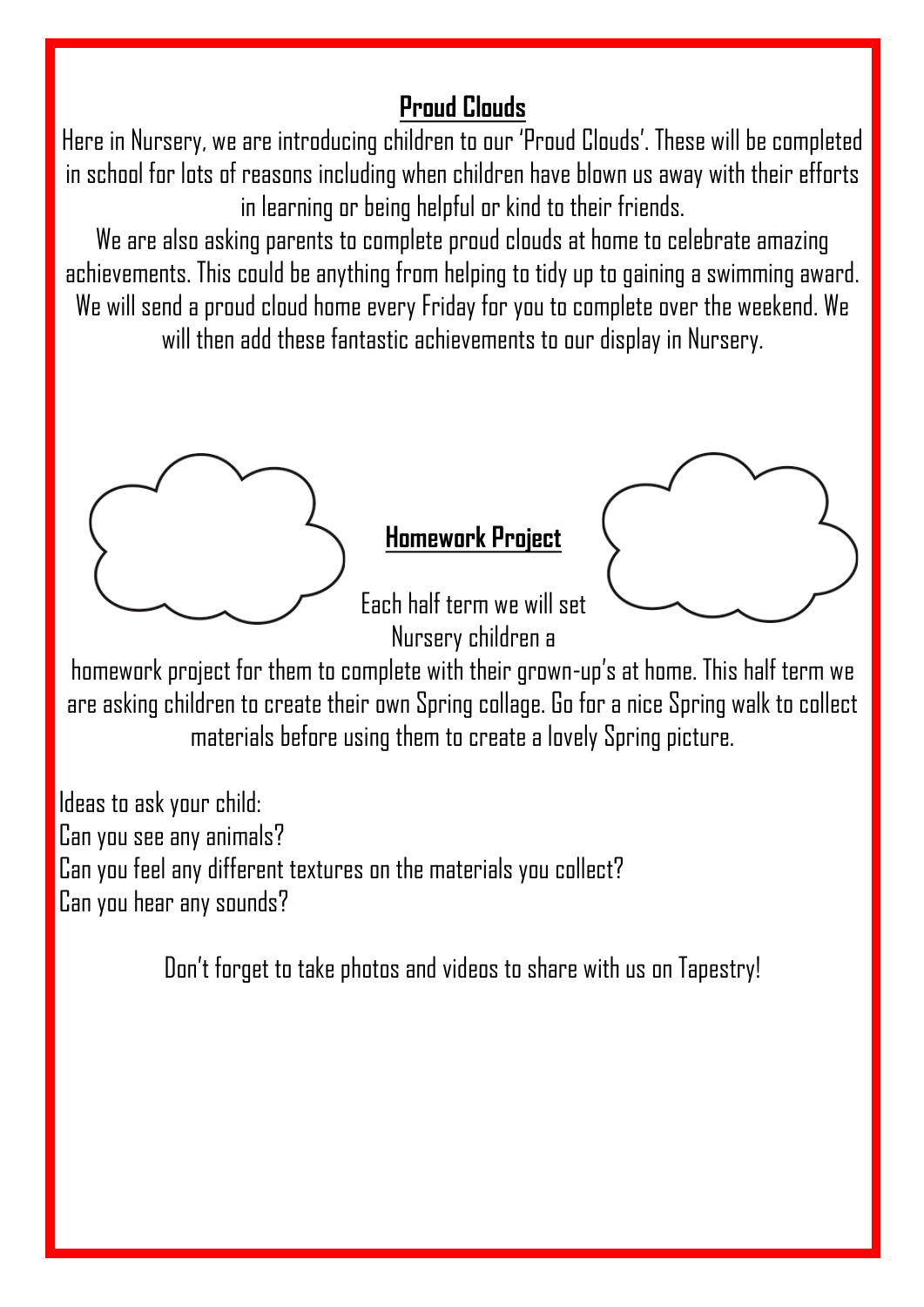## Proud Clouds

Here in Nursery, we are introducing children to our 'Proud Clouds'. These will be completed in school for lots of reasons including when children have blown us away with their efforts in learning or being helpful or kind to their friends.

We are also asking parents to complete proud clouds at home to celebrate amazing achievements. This could be anything from helping to tidy up to gaining a swimming award. We will send a proud cloud home every Friday for you to complete over the weekend. We will then add these fantastic achievements to our display in Nursery.

## Homework Project

Each half term we will set Nursery children a homework project for them to complete with their grown-up's at home. This half term we are asking children to create their own Spring collage. Go for a nice Spring walk to collect materials before using them to create a lovely Spring picture.

Ideas to ask your child:
Can you see any animals?
Can you feel any different textures on the materials you collect?
Can you hear any sounds?

Don't forget to take photos and videos to share with us on Tapestry!